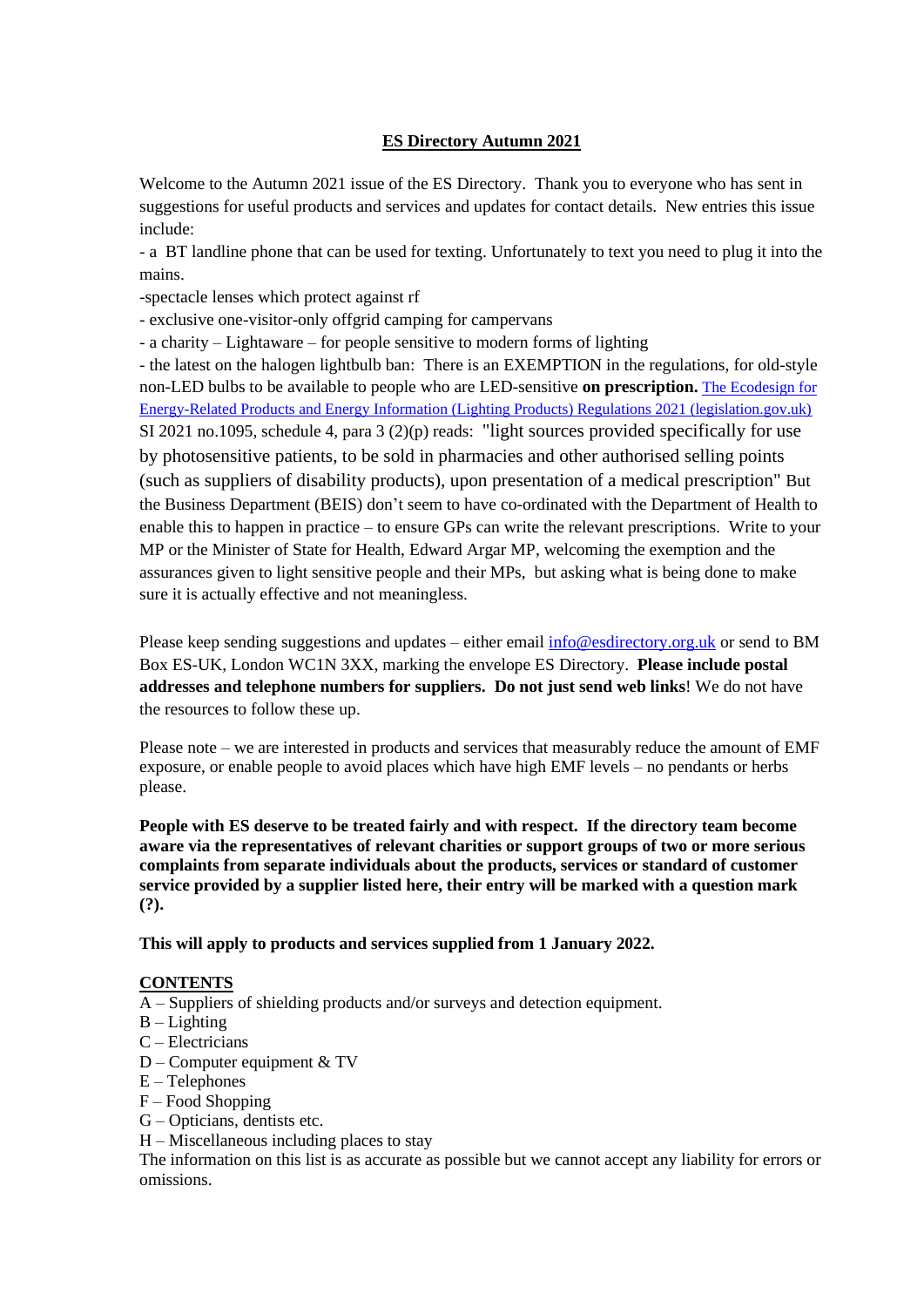# ES Directory Autumn 2021

Welcome to the Autumn 2021 issue of the ES Directory. Thank you to everyone who has sent in suggestions for useful products and services and updates for contact details. New entries this issue include:

- a BT landline phone that can be used for texting. Unfortunately to text you need to plug it into the mains.
- spectacle lenses which protect against rf
- exclusive one-visitor-only offgrid camping for campervans
- a charity – Lightaware – for people sensitive to modern forms of lighting
- the latest on the halogen lightbulb ban: There is an EXEMPTION in the regulations, for old-style non-LED bulbs to be available to people who are LED-sensitive **on prescription.** [The Ecodesign for Energy-Related Products and Energy Information (Lighting Products) Regulations 2021 (legislation.gov.uk)](legislation.gov.uk) SI 2021 no.1095, schedule 4, para 3 (2)(p) reads: "light sources provided specifically for use by photosensitive patients, to be sold in pharmacies and other authorised selling points (such as suppliers of disability products), upon presentation of a medical prescription" But the Business Department (BEIS) don't seem to have co-ordinated with the Department of Health to enable this to happen in practice – to ensure GPs can write the relevant prescriptions. Write to your MP or the Minister of State for Health, Edward Argar MP, welcoming the exemption and the assurances given to light sensitive people and their MPs, but asking what is being done to make sure it is actually effective and not meaningless.

Please keep sending suggestions and updates – either email info@esdirectory.org.uk or send to BM Box ES-UK, London WC1N 3XX, marking the envelope ES Directory. **Please include postal addresses and telephone numbers for suppliers. Do not just send web links**! We do not have the resources to follow these up.

Please note – we are interested in products and services that measurably reduce the amount of EMF exposure, or enable people to avoid places which have high EMF levels – no pendants or herbs please.

**People with ES deserve to be treated fairly and with respect. If the directory team become aware via the representatives of relevant charities or support groups of two or more serious complaints from separate individuals about the products, services or standard of customer service provided by a supplier listed here, their entry will be marked with a question mark (?).**

**This will apply to products and services supplied from 1 January 2022.**

## CONTENTS

A – Suppliers of shielding products and/or surveys and detection equipment.
B – Lighting
C – Electricians
D – Computer equipment & TV
E – Telephones
F – Food Shopping
G – Opticians, dentists etc.
H – Miscellaneous including places to stay

The information on this list is as accurate as possible but we cannot accept any liability for errors or omissions.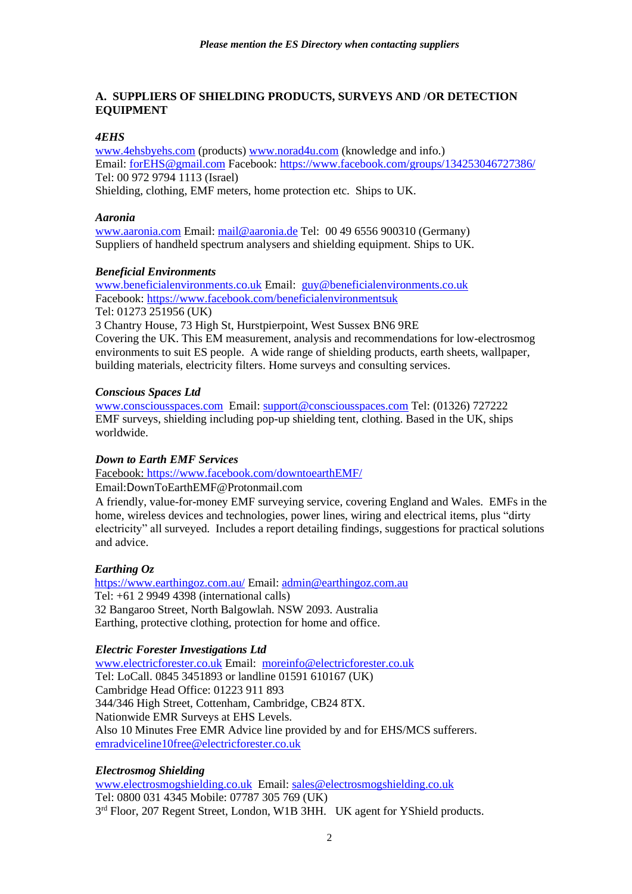## A. SUPPLIERS OF SHIELDING PRODUCTS, SURVEYS AND /OR DETECTION EQUIPMENT

### *4EHS*

www.4ehsbyehs.com (products) www.norad4u.com (knowledge and info.)
Email: forEHS@gmail.com Facebook: https://www.facebook.com/groups/134253046727386/
Tel: 00 972 9794 1113 (Israel)
Shielding, clothing, EMF meters, home protection etc. Ships to UK.

### *Aaronia*

www.aaronia.com Email: mail@aaronia.de Tel: 00 49 6556 900310 (Germany)
Suppliers of handheld spectrum analysers and shielding equipment. Ships to UK.

### *Beneficial Environments*

www.beneficialenvironments.co.uk Email: guy@beneficialenvironments.co.uk
Facebook: https://www.facebook.com/beneficialenvironmentsuk
Tel: 01273 251956 (UK)
3 Chantry House, 73 High St, Hurstpierpoint, West Sussex BN6 9RE
Covering the UK. This EM measurement, analysis and recommendations for low-electrosmog environments to suit ES people. A wide range of shielding products, earth sheets, wallpaper, building materials, electricity filters. Home surveys and consulting services.

### *Conscious Spaces Ltd*

www.consciousspaces.com Email: support@consciousspaces.com Tel: (01326) 727222
EMF surveys, shielding including pop-up shielding tent, clothing. Based in the UK, ships worldwide.

### *Down to Earth EMF Services*

Facebook: https://www.facebook.com/downtoearthEMF/
Email:DownToEarthEMF@Protonmail.com
A friendly, value-for-money EMF surveying service, covering England and Wales. EMFs in the home, wireless devices and technologies, power lines, wiring and electrical items, plus "dirty electricity" all surveyed. Includes a report detailing findings, suggestions for practical solutions and advice.

### *Earthing Oz*

https://www.earthingoz.com.au/ Email: admin@earthingoz.com.au
Tel: +61 2 9949 4398 (international calls)
32 Bangaroo Street, North Balgowlah. NSW 2093. Australia
Earthing, protective clothing, protection for home and office.

### *Electric Forester Investigations Ltd*

www.electricforester.co.uk Email: moreinfo@electricforester.co.uk
Tel: LoCall. 0845 3451893 or landline 01591 610167 (UK)
Cambridge Head Office: 01223 911 893
344/346 High Street, Cottenham, Cambridge, CB24 8TX.
Nationwide EMR Surveys at EHS Levels.
Also 10 Minutes Free EMR Advice line provided by and for EHS/MCS sufferers.
emradviceline10free@electricforester.co.uk

### *Electrosmog Shielding*

www.electrosmogshielding.co.uk Email: sales@electrosmogshielding.co.uk
Tel: 0800 031 4345 Mobile: 07787 305 769 (UK)
3rd Floor, 207 Regent Street, London, W1B 3HH. UK agent for YShield products.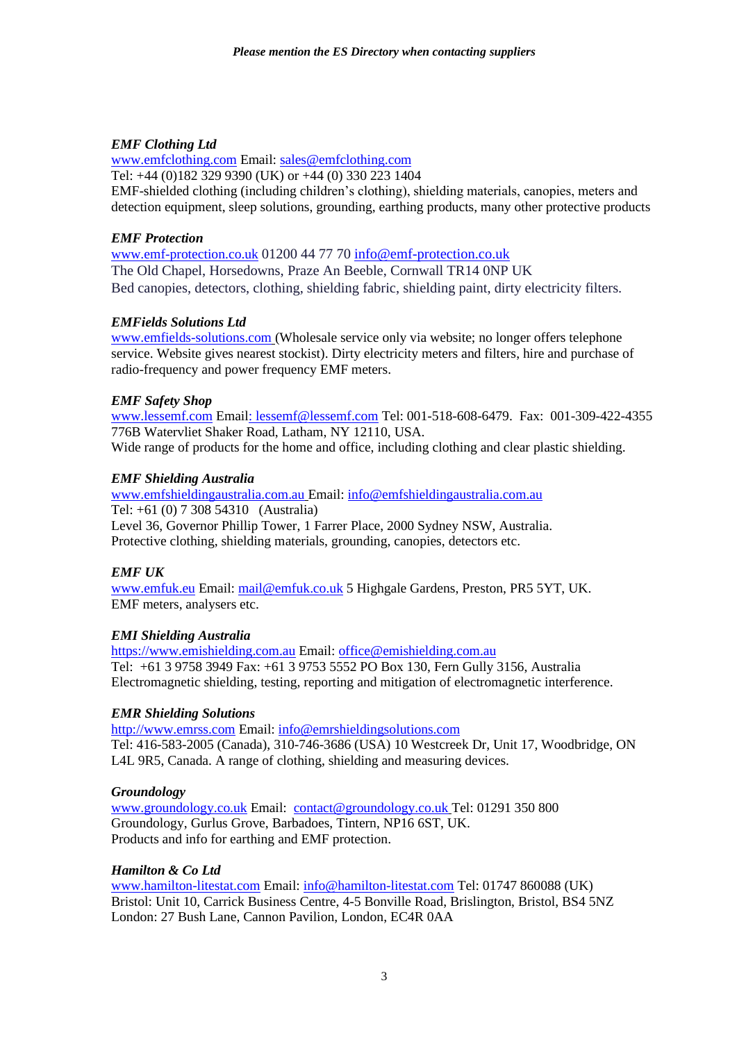### *EMF Clothing Ltd*

www.emfclothing.com Email: sales@emfclothing.com
Tel: +44 (0)182 329 9390 (UK) or +44 (0) 330 223 1404
EMF-shielded clothing (including children's clothing), shielding materials, canopies, meters and detection equipment, sleep solutions, grounding, earthing products, many other protective products

### *EMF Protection*

www.emf-protection.co.uk 01200 44 77 70 info@emf-protection.co.uk
The Old Chapel, Horsedowns, Praze An Beeble, Cornwall TR14 0NP UK
Bed canopies, detectors, clothing, shielding fabric, shielding paint, dirty electricity filters.

### *EMFields Solutions Ltd*

www.emfields-solutions.com (Wholesale service only via website; no longer offers telephone service. Website gives nearest stockist). Dirty electricity meters and filters, hire and purchase of radio-frequency and power frequency EMF meters.

### *EMF Safety Shop*

www.lessemf.com Email: lessemf@lessemf.com Tel: 001-518-608-6479. Fax: 001-309-422-4355
776B Watervliet Shaker Road, Latham, NY 12110, USA.
Wide range of products for the home and office, including clothing and clear plastic shielding.

### *EMF Shielding Australia*

www.emfshieldingaustralia.com.au Email: info@emfshieldingaustralia.com.au
Tel: +61 (0) 7 308 54310 (Australia)
Level 36, Governor Phillip Tower, 1 Farrer Place, 2000 Sydney NSW, Australia.
Protective clothing, shielding materials, grounding, canopies, detectors etc.

### *EMF UK*

www.emfuk.eu Email: mail@emfuk.co.uk 5 Highgale Gardens, Preston, PR5 5YT, UK.
EMF meters, analysers etc.

### *EMI Shielding Australia*

https://www.emishielding.com.au Email: office@emishielding.com.au
Tel: +61 3 9758 3949 Fax: +61 3 9753 5552 PO Box 130, Fern Gully 3156, Australia
Electromagnetic shielding, testing, reporting and mitigation of electromagnetic interference.

### *EMR Shielding Solutions*

http://www.emrss.com Email: info@emrshieldingsolutions.com
Tel: 416-583-2005 (Canada), 310-746-3686 (USA) 10 Westcreek Dr, Unit 17, Woodbridge, ON L4L 9R5, Canada. A range of clothing, shielding and measuring devices.

### *Groundology*

www.groundology.co.uk Email: contact@groundology.co.uk Tel: 01291 350 800
Groundology, Gurlus Grove, Barbadoes, Tintern, NP16 6ST, UK.
Products and info for earthing and EMF protection.

### *Hamilton & Co Ltd*

www.hamilton-litestat.com Email: info@hamilton-litestat.com Tel: 01747 860088 (UK)
Bristol: Unit 10, Carrick Business Centre, 4-5 Bonville Road, Brislington, Bristol, BS4 5NZ
London: 27 Bush Lane, Cannon Pavilion, London, EC4R 0AA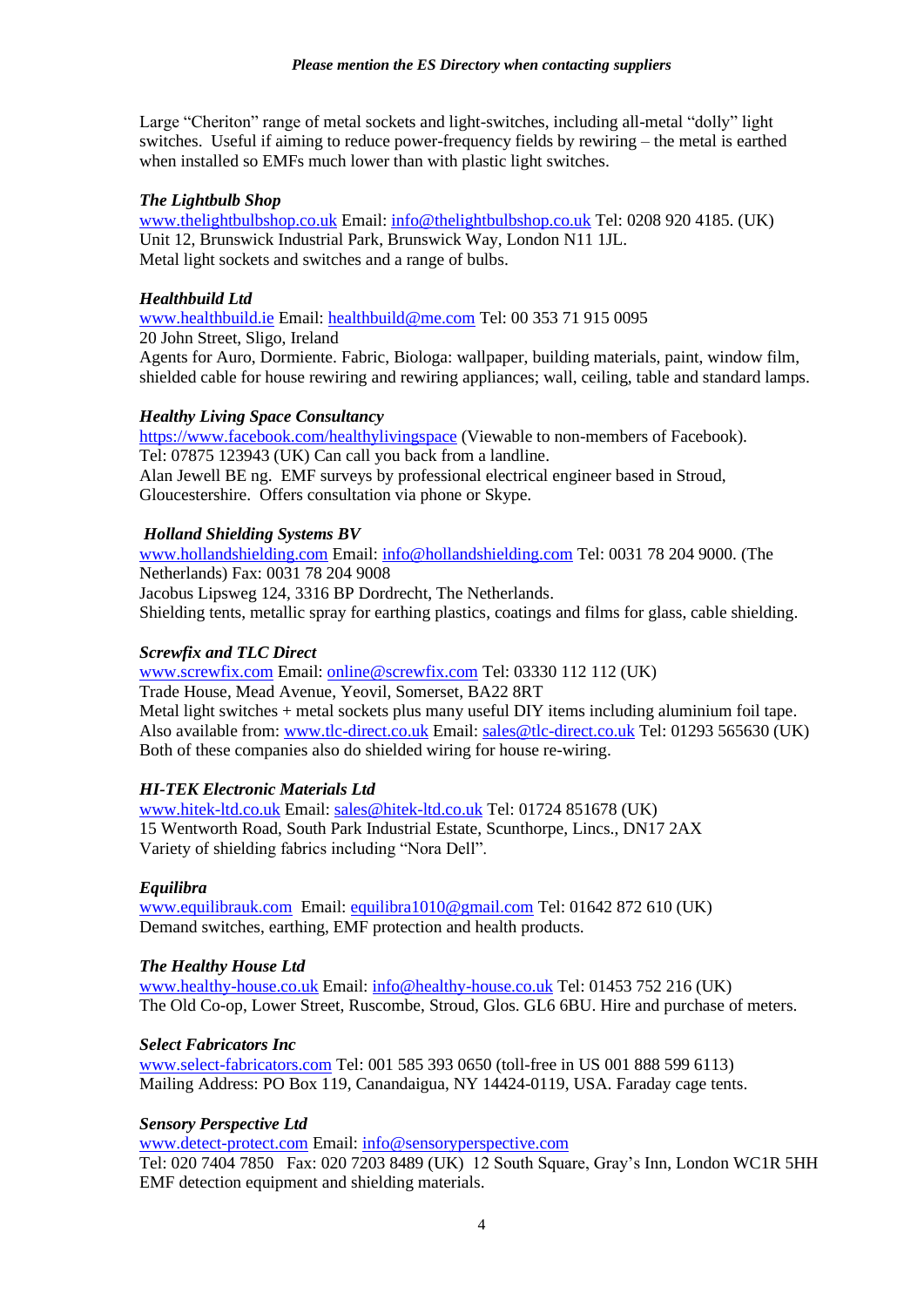Large "Cheriton" range of metal sockets and light-switches, including all-metal "dolly" light switches. Useful if aiming to reduce power-frequency fields by rewiring – the metal is earthed when installed so EMFs much lower than with plastic light switches.

***The Lightbulb Shop***
www.thelightbulbshop.co.uk Email: info@thelightbulbshop.co.uk Tel: 0208 920 4185. (UK)
Unit 12, Brunswick Industrial Park, Brunswick Way, London N11 1JL.
Metal light sockets and switches and a range of bulbs.

***Healthbuild Ltd***
www.healthbuild.ie Email: healthbuild@me.com Tel: 00 353 71 915 0095
20 John Street, Sligo, Ireland
Agents for Auro, Dormiente. Fabric, Biologa: wallpaper, building materials, paint, window film, shielded cable for house rewiring and rewiring appliances; wall, ceiling, table and standard lamps.

***Healthy Living Space Consultancy***
https://www.facebook.com/healthylivingspace (Viewable to non-members of Facebook).
Tel: 07875 123943 (UK) Can call you back from a landline.
Alan Jewell BE ng. EMF surveys by professional electrical engineer based in Stroud, Gloucestershire. Offers consultation via phone or Skype.

***Holland Shielding Systems BV***
www.hollandshielding.com Email: info@hollandshielding.com Tel: 0031 78 204 9000. (The Netherlands) Fax: 0031 78 204 9008
Jacobus Lipsweg 124, 3316 BP Dordrecht, The Netherlands.
Shielding tents, metallic spray for earthing plastics, coatings and films for glass, cable shielding.

***Screwfix and TLC Direct***
www.screwfix.com Email: online@screwfix.com Tel: 03330 112 112 (UK)
Trade House, Mead Avenue, Yeovil, Somerset, BA22 8RT
Metal light switches + metal sockets plus many useful DIY items including aluminium foil tape.
Also available from: www.tlc-direct.co.uk Email: sales@tlc-direct.co.uk Tel: 01293 565630 (UK)
Both of these companies also do shielded wiring for house re-wiring.

***HI-TEK Electronic Materials Ltd***
www.hitek-ltd.co.uk Email: sales@hitek-ltd.co.uk Tel: 01724 851678 (UK)
15 Wentworth Road, South Park Industrial Estate, Scunthorpe, Lincs., DN17 2AX
Variety of shielding fabrics including "Nora Dell".

***Equilibra***
www.equilibrauk.com Email: equilibra1010@gmail.com Tel: 01642 872 610 (UK)
Demand switches, earthing, EMF protection and health products.

***The Healthy House Ltd***
www.healthy-house.co.uk Email: info@healthy-house.co.uk Tel: 01453 752 216 (UK)
The Old Co-op, Lower Street, Ruscombe, Stroud, Glos. GL6 6BU. Hire and purchase of meters.

***Select Fabricators Inc***
www.select-fabricators.com Tel: 001 585 393 0650 (toll-free in US 001 888 599 6113)
Mailing Address: PO Box 119, Canandaigua, NY 14424-0119, USA. Faraday cage tents.

***Sensory Perspective Ltd***
www.detect-protect.com Email: info@sensoryperspective.com
Tel: 020 7404 7850 Fax: 020 7203 8489 (UK) 12 South Square, Gray's Inn, London WC1R 5HH
EMF detection equipment and shielding materials.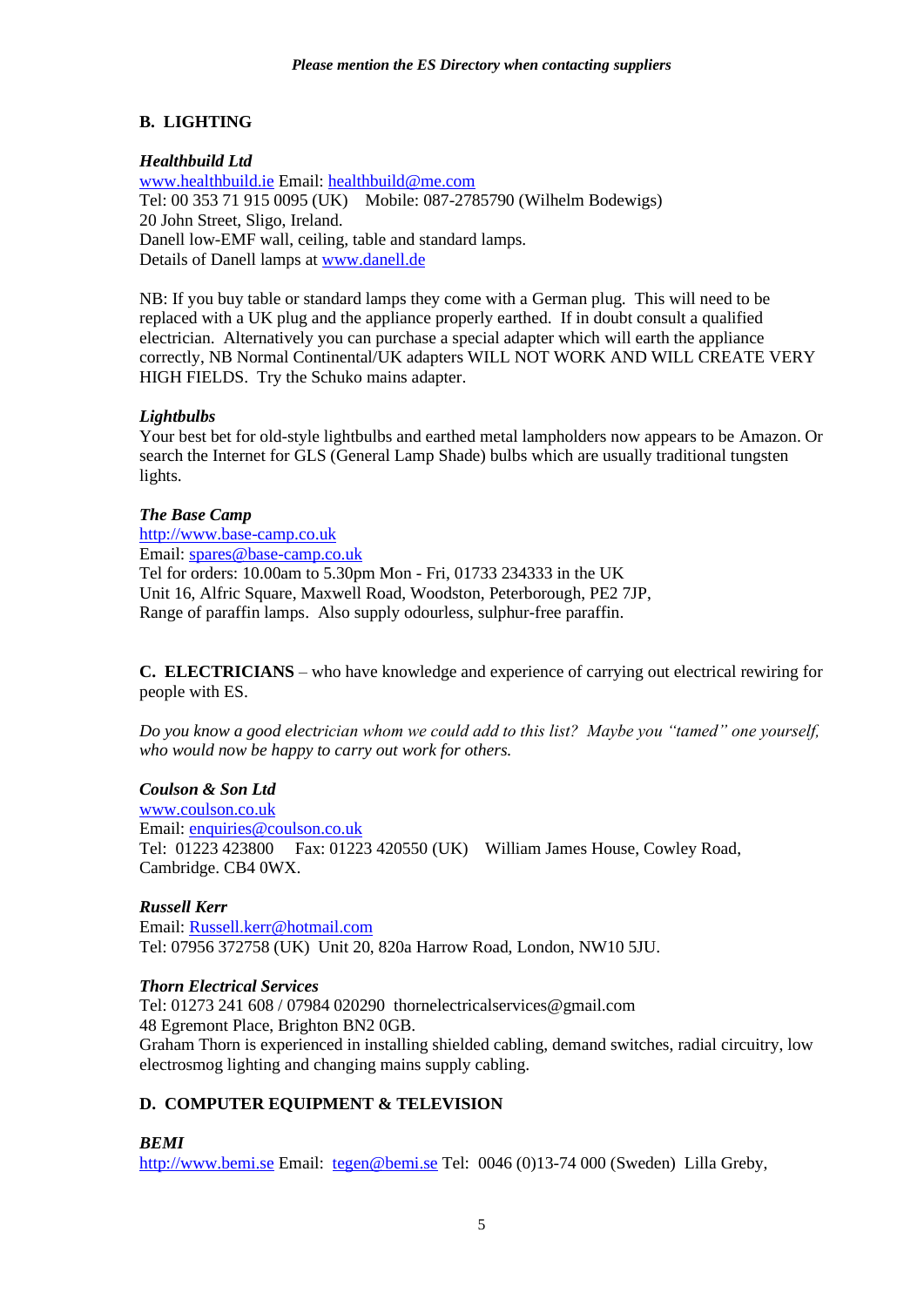## B. LIGHTING

***Healthbuild Ltd***
www.healthbuild.ie Email: healthbuild@me.com
Tel: 00 353 71 915 0095 (UK)  Mobile: 087-2785790 (Wilhelm Bodewigs)
20 John Street, Sligo, Ireland.
Danell low-EMF wall, ceiling, table and standard lamps.
Details of Danell lamps at www.danell.de

NB: If you buy table or standard lamps they come with a German plug. This will need to be replaced with a UK plug and the appliance properly earthed. If in doubt consult a qualified electrician. Alternatively you can purchase a special adapter which will earth the appliance correctly, NB Normal Continental/UK adapters WILL NOT WORK AND WILL CREATE VERY HIGH FIELDS. Try the Schuko mains adapter.

***Lightbulbs***
Your best bet for old-style lightbulbs and earthed metal lampholders now appears to be Amazon. Or search the Internet for GLS (General Lamp Shade) bulbs which are usually traditional tungsten lights.

***The Base Camp***
http://www.base-camp.co.uk
Email: spares@base-camp.co.uk
Tel for orders: 10.00am to 5.30pm Mon - Fri, 01733 234333 in the UK
Unit 16, Alfric Square, Maxwell Road, Woodston, Peterborough, PE2 7JP,
Range of paraffin lamps. Also supply odourless, sulphur-free paraffin.

## C. ELECTRICIANS – who have knowledge and experience of carrying out electrical rewiring for people with ES.

*Do you know a good electrician whom we could add to this list? Maybe you "tamed" one yourself, who would now be happy to carry out work for others.*

***Coulson & Son Ltd***
www.coulson.co.uk
Email: enquiries@coulson.co.uk
Tel: 01223 423800  Fax: 01223 420550 (UK)  William James House, Cowley Road, Cambridge. CB4 0WX.

***Russell Kerr***
Email: Russell.kerr@hotmail.com
Tel: 07956 372758 (UK) Unit 20, 820a Harrow Road, London, NW10 5JU.

***Thorn Electrical Services***
Tel: 01273 241 608 / 07984 020290 thornelectricalservices@gmail.com
48 Egremont Place, Brighton BN2 0GB.
Graham Thorn is experienced in installing shielded cabling, demand switches, radial circuitry, low electrosmog lighting and changing mains supply cabling.

## D. COMPUTER EQUIPMENT & TELEVISION

***BEMI***
http://www.bemi.se Email: tegen@bemi.se Tel: 0046 (0)13-74 000 (Sweden) Lilla Greby,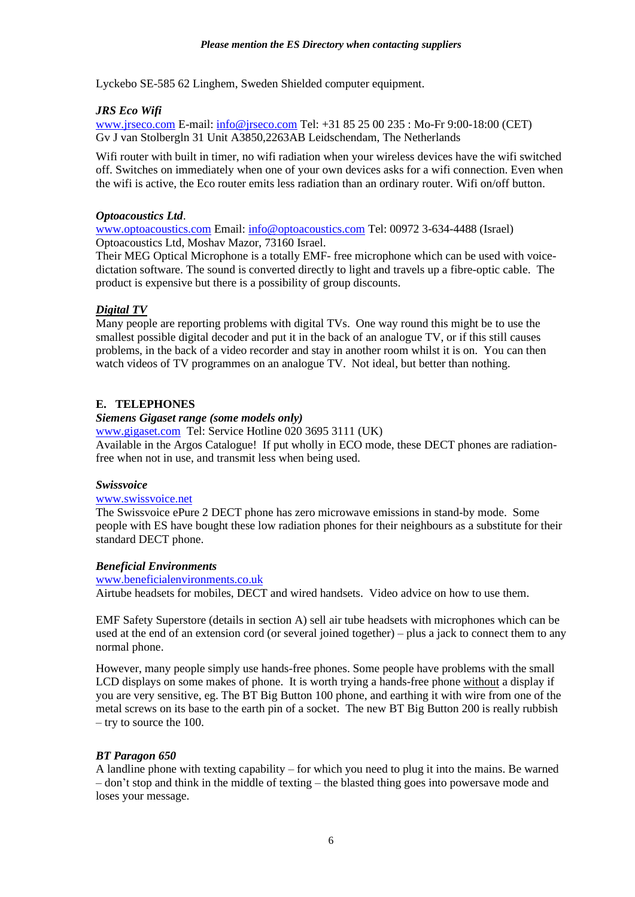Lyckebo SE-585 62 Linghem, Sweden Shielded computer equipment.

***JRS Eco Wifi***
www.jrseco.com E-mail: info@jrseco.com Tel: +31 85 25 00 235 : Mo-Fr 9:00-18:00 (CET)
Gv J van Stolbergln 31 Unit A3850,2263AB Leidschendam, The Netherlands

Wifi router with built in timer, no wifi radiation when your wireless devices have the wifi switched off. Switches on immediately when one of your own devices asks for a wifi connection. Even when the wifi is active, the Eco router emits less radiation than an ordinary router. Wifi on/off button.

***Optoacoustics Ltd***.
www.optoacoustics.com Email: info@optoacoustics.com Tel: 00972 3-634-4488 (Israel)
Optoacoustics Ltd, Moshav Mazor, 73160 Israel.
Their MEG Optical Microphone is a totally EMF- free microphone which can be used with voice-dictation software. The sound is converted directly to light and travels up a fibre-optic cable. The product is expensive but there is a possibility of group discounts.

***<u>Digital TV</u>***
Many people are reporting problems with digital TVs. One way round this might be to use the smallest possible digital decoder and put it in the back of an analogue TV, or if this still causes problems, in the back of a video recorder and stay in another room whilst it is on. You can then watch videos of TV programmes on an analogue TV. Not ideal, but better than nothing.

## E. TELEPHONES

***Siemens Gigaset range (some models only)***
www.gigaset.com Tel: Service Hotline 020 3695 3111 (UK)
Available in the Argos Catalogue! If put wholly in ECO mode, these DECT phones are radiation-free when not in use, and transmit less when being used.

***Swissvoice***
www.swissvoice.net
The Swissvoice ePure 2 DECT phone has zero microwave emissions in stand-by mode. Some people with ES have bought these low radiation phones for their neighbours as a substitute for their standard DECT phone.

***Beneficial Environments***
www.beneficialenvironments.co.uk
Airtube headsets for mobiles, DECT and wired handsets. Video advice on how to use them.

EMF Safety Superstore (details in section A) sell air tube headsets with microphones which can be used at the end of an extension cord (or several joined together) – plus a jack to connect them to any normal phone.

However, many people simply use hands-free phones. Some people have problems with the small LCD displays on some makes of phone. It is worth trying a hands-free phone <u>without</u> a display if you are very sensitive, eg. The BT Big Button 100 phone, and earthing it with wire from one of the metal screws on its base to the earth pin of a socket. The new BT Big Button 200 is really rubbish – try to source the 100.

***BT Paragon 650***
A landline phone with texting capability – for which you need to plug it into the mains. Be warned – don't stop and think in the middle of texting – the blasted thing goes into powersave mode and loses your message.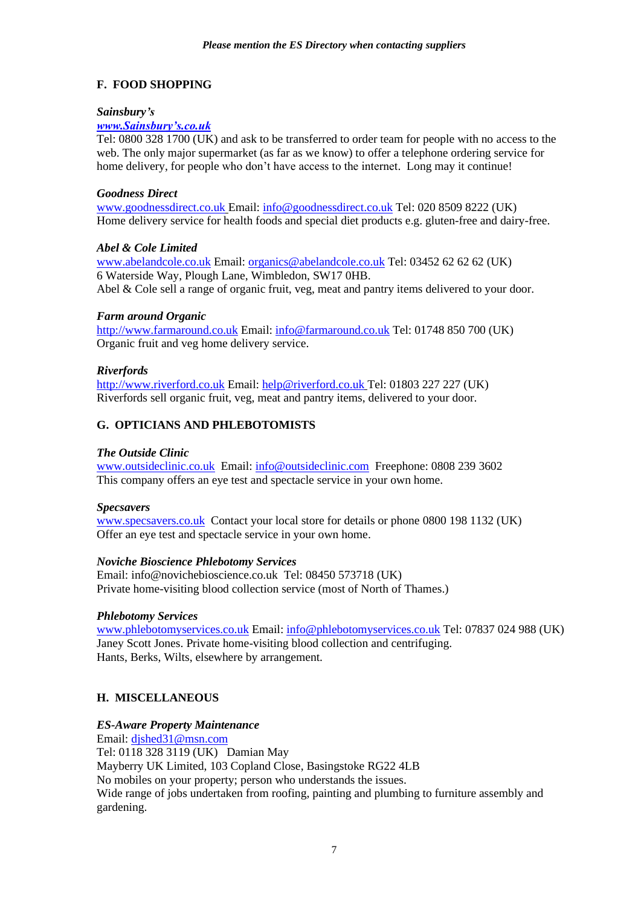## F. FOOD SHOPPING

***Sainsbury's***

***www.Sainsbury's.co.uk***

Tel: 0800 328 1700 (UK) and ask to be transferred to order team for people with no access to the web. The only major supermarket (as far as we know) to offer a telephone ordering service for home delivery, for people who don't have access to the internet. Long may it continue!

***Goodness Direct***

www.goodnessdirect.co.uk Email: info@goodnessdirect.co.uk Tel: 020 8509 8222 (UK)
Home delivery service for health foods and special diet products e.g. gluten-free and dairy-free.

***Abel & Cole Limited***

www.abelandcole.co.uk Email: organics@abelandcole.co.uk Tel: 03452 62 62 62 (UK)
6 Waterside Way, Plough Lane, Wimbledon, SW17 0HB.
Abel & Cole sell a range of organic fruit, veg, meat and pantry items delivered to your door.

***Farm around Organic***

http://www.farmaround.co.uk Email: info@farmaround.co.uk Tel: 01748 850 700 (UK)
Organic fruit and veg home delivery service.

***Riverfords***

http://www.riverford.co.uk Email: help@riverford.co.uk Tel: 01803 227 227 (UK)
Riverfords sell organic fruit, veg, meat and pantry items, delivered to your door.

## G. OPTICIANS AND PHLEBOTOMISTS

***The Outside Clinic***

www.outsideclinic.co.uk Email: info@outsideclinic.com Freephone: 0808 239 3602
This company offers an eye test and spectacle service in your own home.

***Specsavers***

www.specsavers.co.uk Contact your local store for details or phone 0800 198 1132 (UK)
Offer an eye test and spectacle service in your own home.

***Noviche Bioscience Phlebotomy Services***

Email: info@novichebioscience.co.uk Tel: 08450 573718 (UK)
Private home-visiting blood collection service (most of North of Thames.)

***Phlebotomy Services***

www.phlebotomyservices.co.uk Email: info@phlebotomyservices.co.uk Tel: 07837 024 988 (UK)
Janey Scott Jones. Private home-visiting blood collection and centrifuging.
Hants, Berks, Wilts, elsewhere by arrangement.

## H. MISCELLANEOUS

***ES-Aware Property Maintenance***

Email: djshed31@msn.com
Tel: 0118 328 3119 (UK) Damian May
Mayberry UK Limited, 103 Copland Close, Basingstoke RG22 4LB
No mobiles on your property; person who understands the issues.
Wide range of jobs undertaken from roofing, painting and plumbing to furniture assembly and gardening.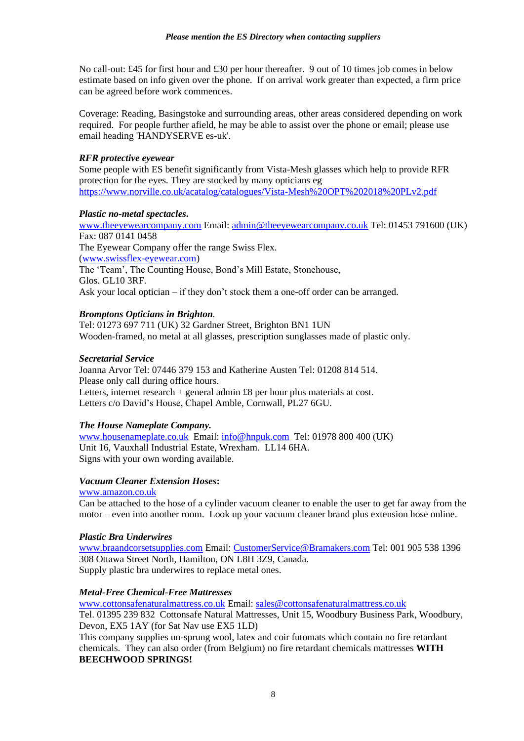No call-out: £45 for first hour and £30 per hour thereafter. 9 out of 10 times job comes in below estimate based on info given over the phone. If on arrival work greater than expected, a firm price can be agreed before work commences.

Coverage: Reading, Basingstoke and surrounding areas, other areas considered depending on work required. For people further afield, he may be able to assist over the phone or email; please use email heading 'HANDYSERVE es-uk'.

***RFR protective eyewear***
Some people with ES benefit significantly from Vista-Mesh glasses which help to provide RFR protection for the eyes. They are stocked by many opticians eg
https://www.norville.co.uk/acatalog/catalogues/Vista-Mesh%20OPT%202018%20PLv2.pdf

***Plastic no-metal spectacles.***
www.theeyewearcompany.com Email: admin@theeyewearcompany.co.uk Tel: 01453 791600 (UK)
Fax: 087 0141 0458
The Eyewear Company offer the range Swiss Flex.
(www.swissflex-eyewear.com)
The 'Team', The Counting House, Bond's Mill Estate, Stonehouse,
Glos. GL10 3RF.
Ask your local optician – if they don't stock them a one-off order can be arranged.

***Bromptons Opticians in Brighton***.
Tel: 01273 697 711 (UK) 32 Gardner Street, Brighton BN1 1UN
Wooden-framed, no metal at all glasses, prescription sunglasses made of plastic only.

***Secretarial Service***
Joanna Arvor Tel: 07446 379 153 and Katherine Austen Tel: 01208 814 514.
Please only call during office hours.
Letters, internet research + general admin £8 per hour plus materials at cost.
Letters c/o David's House, Chapel Amble, Cornwall, PL27 6GU.

***The House Nameplate Company.***
www.housenameplate.co.uk Email: info@hnpuk.com Tel: 01978 800 400 (UK)
Unit 16, Vauxhall Industrial Estate, Wrexham. LL14 6HA.
Signs with your own wording available.

***Vacuum Cleaner Extension Hoses*:**
www.amazon.co.uk
Can be attached to the hose of a cylinder vacuum cleaner to enable the user to get far away from the motor – even into another room. Look up your vacuum cleaner brand plus extension hose online.

***Plastic Bra Underwires***
www.braandcorsetsupplies.com Email: CustomerService@Bramakers.com Tel: 001 905 538 1396
308 Ottawa Street North, Hamilton, ON L8H 3Z9, Canada.
Supply plastic bra underwires to replace metal ones.

***Metal-Free Chemical-Free Mattresses***
www.cottonsafenaturalmattress.co.uk Email: sales@cottonsafenaturalmattress.co.uk
Tel. 01395 239 832 Cottonsafe Natural Mattresses, Unit 15, Woodbury Business Park, Woodbury, Devon, EX5 1AY (for Sat Nav use EX5 1LD)
This company supplies un-sprung wool, latex and coir futomats which contain no fire retardant chemicals. They can also order (from Belgium) no fire retardant chemicals mattresses **WITH BEECHWOOD SPRINGS!**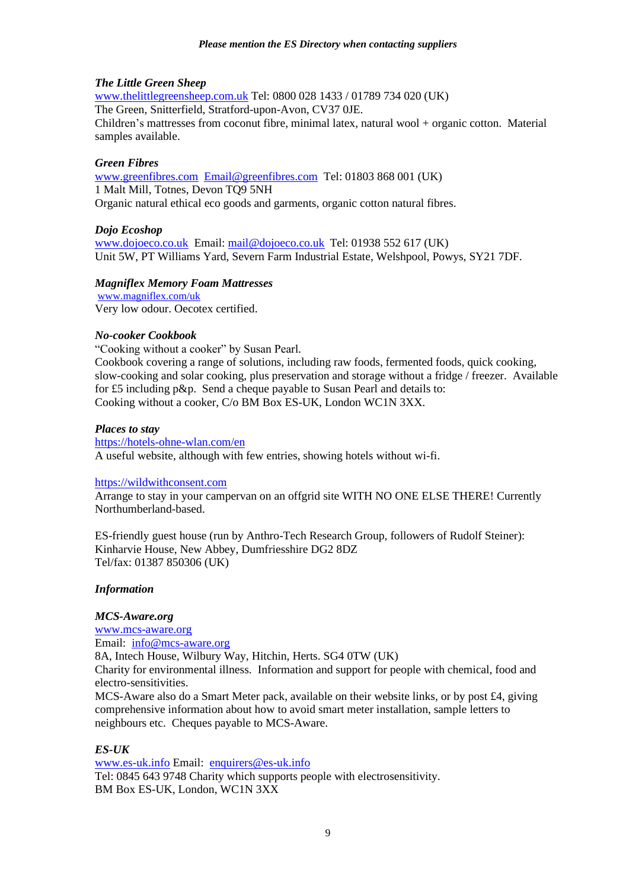***The Little Green Sheep***
www.thelittlegreensheep.com.uk Tel: 0800 028 1433 / 01789 734 020 (UK)
The Green, Snitterfield, Stratford-upon-Avon, CV37 0JE.
Children's mattresses from coconut fibre, minimal latex, natural wool + organic cotton. Material samples available.

***Green Fibres***
www.greenfibres.com Email@greenfibres.com Tel: 01803 868 001 (UK)
1 Malt Mill, Totnes, Devon TQ9 5NH
Organic natural ethical eco goods and garments, organic cotton natural fibres.

***Dojo Ecoshop***
www.dojoeco.co.uk Email: mail@dojoeco.co.uk Tel: 01938 552 617 (UK)
Unit 5W, PT Williams Yard, Severn Farm Industrial Estate, Welshpool, Powys, SY21 7DF.

***Magniflex Memory Foam Mattresses***
www.magniflex.com/uk
Very low odour. Oecotex certified.

***No-cooker Cookbook***
"Cooking without a cooker" by Susan Pearl.
Cookbook covering a range of solutions, including raw foods, fermented foods, quick cooking, slow-cooking and solar cooking, plus preservation and storage without a fridge / freezer. Available for £5 including p&p. Send a cheque payable to Susan Pearl and details to:
Cooking without a cooker, C/o BM Box ES-UK, London WC1N 3XX.

***Places to stay***
https://hotels-ohne-wlan.com/en
A useful website, although with few entries, showing hotels without wi-fi.

https://wildwithconsent.com
Arrange to stay in your campervan on an offgrid site WITH NO ONE ELSE THERE! Currently Northumberland-based.

ES-friendly guest house (run by Anthro-Tech Research Group, followers of Rudolf Steiner):
Kinharvie House, New Abbey, Dumfriesshire DG2 8DZ
Tel/fax: 01387 850306 (UK)

***Information***

***MCS-Aware.org***
www.mcs-aware.org
Email: info@mcs-aware.org
8A, Intech House, Wilbury Way, Hitchin, Herts. SG4 0TW (UK)
Charity for environmental illness. Information and support for people with chemical, food and electro-sensitivities.
MCS-Aware also do a Smart Meter pack, available on their website links, or by post £4, giving comprehensive information about how to avoid smart meter installation, sample letters to neighbours etc. Cheques payable to MCS-Aware.

***ES-UK***
www.es-uk.info Email: enquirers@es-uk.info
Tel: 0845 643 9748 Charity which supports people with electrosensitivity.
BM Box ES-UK, London, WC1N 3XX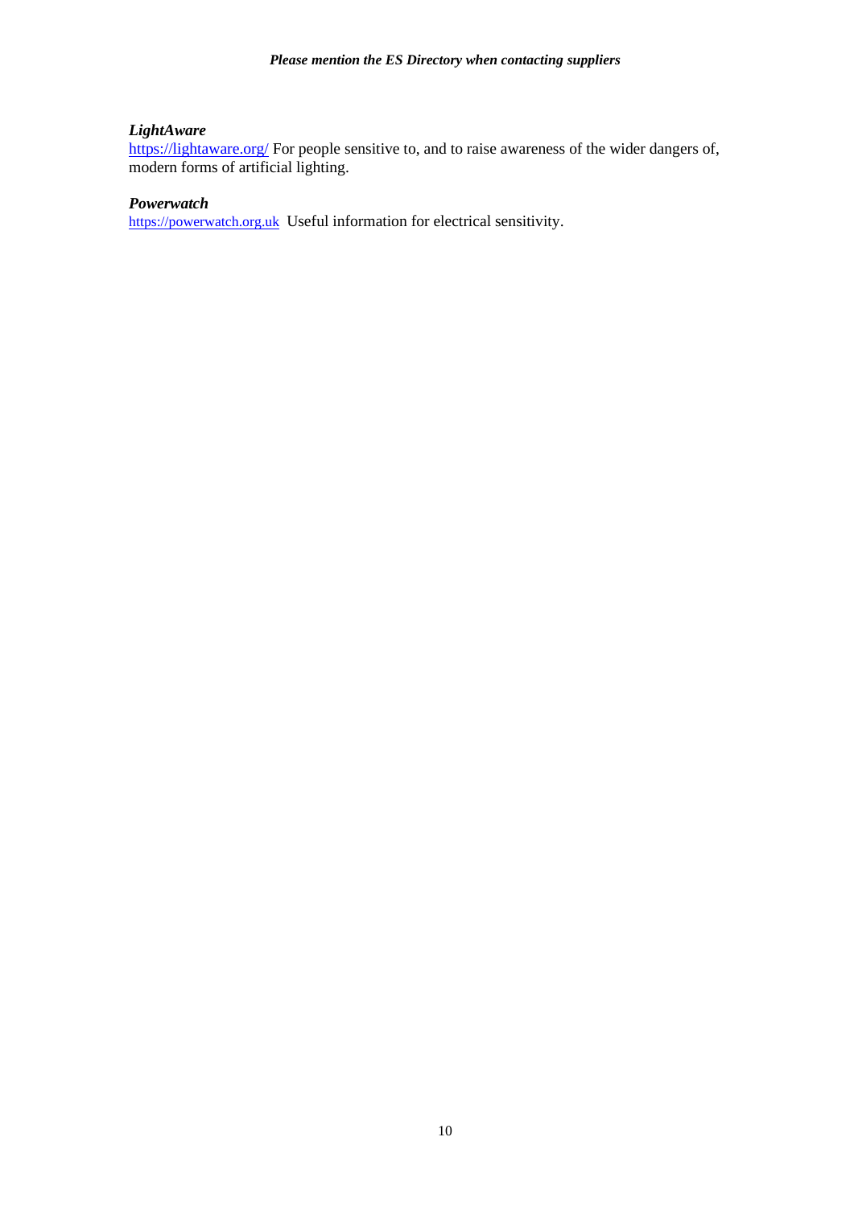***LightAware***
https://lightaware.org/ For people sensitive to, and to raise awareness of the wider dangers of, modern forms of artificial lighting.

***Powerwatch***
https://powerwatch.org.uk Useful information for electrical sensitivity.